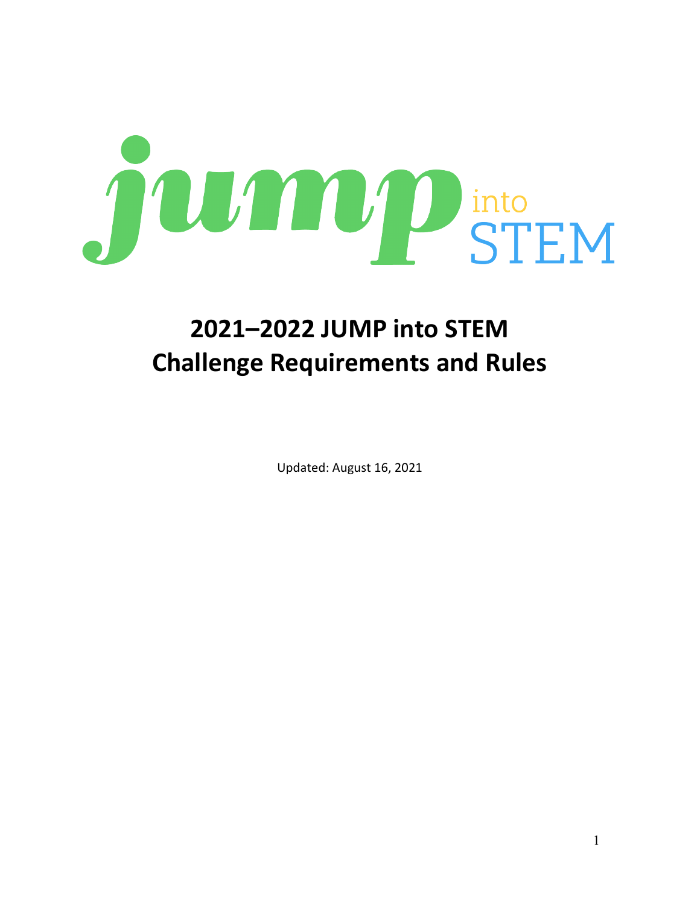jump into STEM

# 2021–2022 JUMP into STEM Challenge Requirements and Rules

Updated: August 16, 2021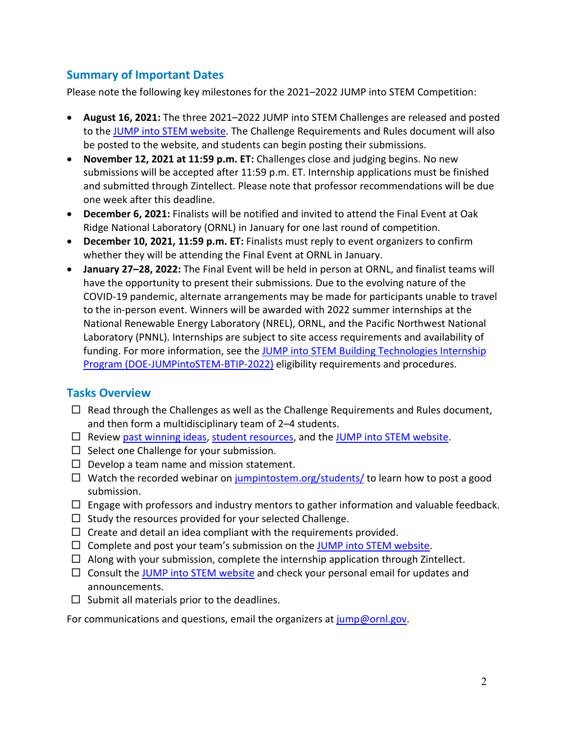## Summary of Important Dates

Please note the following key milestones for the 2021–2022 JUMP into STEM Competition:

- **August 16, 2021:** The three 2021–2022 JUMP into STEM Challenges are released and posted to the JUMP into STEM website. The Challenge Requirements and Rules document will also be posted to the website, and students can begin posting their submissions.
- **November 12, 2021 at 11:59 p.m. ET:** Challenges close and judging begins. No new submissions will be accepted after 11:59 p.m. ET. Internship applications must be finished and submitted through Zintellect. Please note that professor recommendations will be due one week after this deadline.
- **December 6, 2021:** Finalists will be notified and invited to attend the Final Event at Oak Ridge National Laboratory (ORNL) in January for one last round of competition.
- **December 10, 2021, 11:59 p.m. ET:** Finalists must reply to event organizers to confirm whether they will be attending the Final Event at ORNL in January.
- **January 27–28, 2022:** The Final Event will be held in person at ORNL, and finalist teams will have the opportunity to present their submissions. Due to the evolving nature of the COVID-19 pandemic, alternate arrangements may be made for participants unable to travel to the in-person event. Winners will be awarded with 2022 summer internships at the National Renewable Energy Laboratory (NREL), ORNL, and the Pacific Northwest National Laboratory (PNNL). Internships are subject to site access requirements and availability of funding. For more information, see the JUMP into STEM Building Technologies Internship Program (DOE-JUMPintoSTEM-BTIP-2022) eligibility requirements and procedures.

## Tasks Overview

- ☐ Read through the Challenges as well as the Challenge Requirements and Rules document, and then form a multidisciplinary team of 2–4 students.
- ☐ Review past winning ideas, student resources, and the JUMP into STEM website.
- ☐ Select one Challenge for your submission.
- ☐ Develop a team name and mission statement.
- ☐ Watch the recorded webinar on jumpintostem.org/students/ to learn how to post a good submission.
- ☐ Engage with professors and industry mentors to gather information and valuable feedback.
- ☐ Study the resources provided for your selected Challenge.
- ☐ Create and detail an idea compliant with the requirements provided.
- ☐ Complete and post your team's submission on the JUMP into STEM website.
- ☐ Along with your submission, complete the internship application through Zintellect.
- ☐ Consult the JUMP into STEM website and check your personal email for updates and announcements.
- ☐ Submit all materials prior to the deadlines.

For communications and questions, email the organizers at jump@ornl.gov.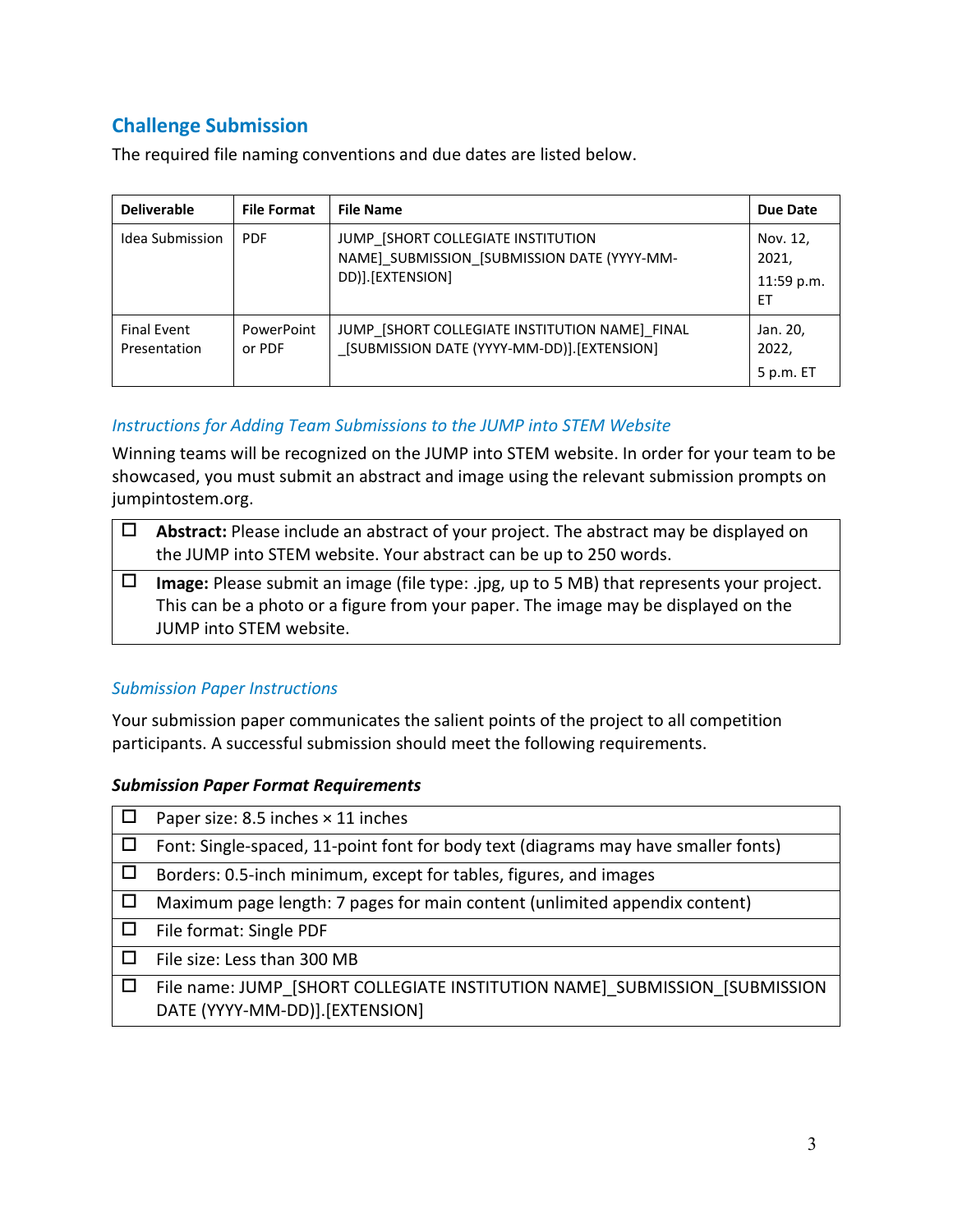## Challenge Submission

The required file naming conventions and due dates are listed below.

| Deliverable | File Format | File Name | Due Date |
|---|---|---|---|
| Idea Submission | PDF | JUMP_[SHORT COLLEGIATE INSTITUTION NAME]_SUBMISSION_[SUBMISSION DATE (YYYY-MM-DD)].[EXTENSION] | Nov. 12, 2021, 11:59 p.m. ET |
| Final Event Presentation | PowerPoint or PDF | JUMP_[SHORT COLLEGIATE INSTITUTION NAME]_FINAL _[SUBMISSION DATE (YYYY-MM-DD)].[EXTENSION] | Jan. 20, 2022, 5 p.m. ET |

### *Instructions for Adding Team Submissions to the JUMP into STEM Website*

Winning teams will be recognized on the JUMP into STEM website. In order for your team to be showcased, you must submit an abstract and image using the relevant submission prompts on jumpintostem.org.

- ☐ **Abstract:** Please include an abstract of your project. The abstract may be displayed on the JUMP into STEM website. Your abstract can be up to 250 words.
- ☐ **Image:** Please submit an image (file type: .jpg, up to 5 MB) that represents your project. This can be a photo or a figure from your paper. The image may be displayed on the JUMP into STEM website.

### *Submission Paper Instructions*

Your submission paper communicates the salient points of the project to all competition participants. A successful submission should meet the following requirements.

#### ***Submission Paper Format Requirements***

- ☐ Paper size: 8.5 inches × 11 inches
- ☐ Font: Single-spaced, 11-point font for body text (diagrams may have smaller fonts)
- ☐ Borders: 0.5-inch minimum, except for tables, figures, and images
- ☐ Maximum page length: 7 pages for main content (unlimited appendix content)
- ☐ File format: Single PDF
- ☐ File size: Less than 300 MB
- ☐ File name: JUMP_[SHORT COLLEGIATE INSTITUTION NAME]_SUBMISSION_[SUBMISSION DATE (YYYY-MM-DD)].[EXTENSION]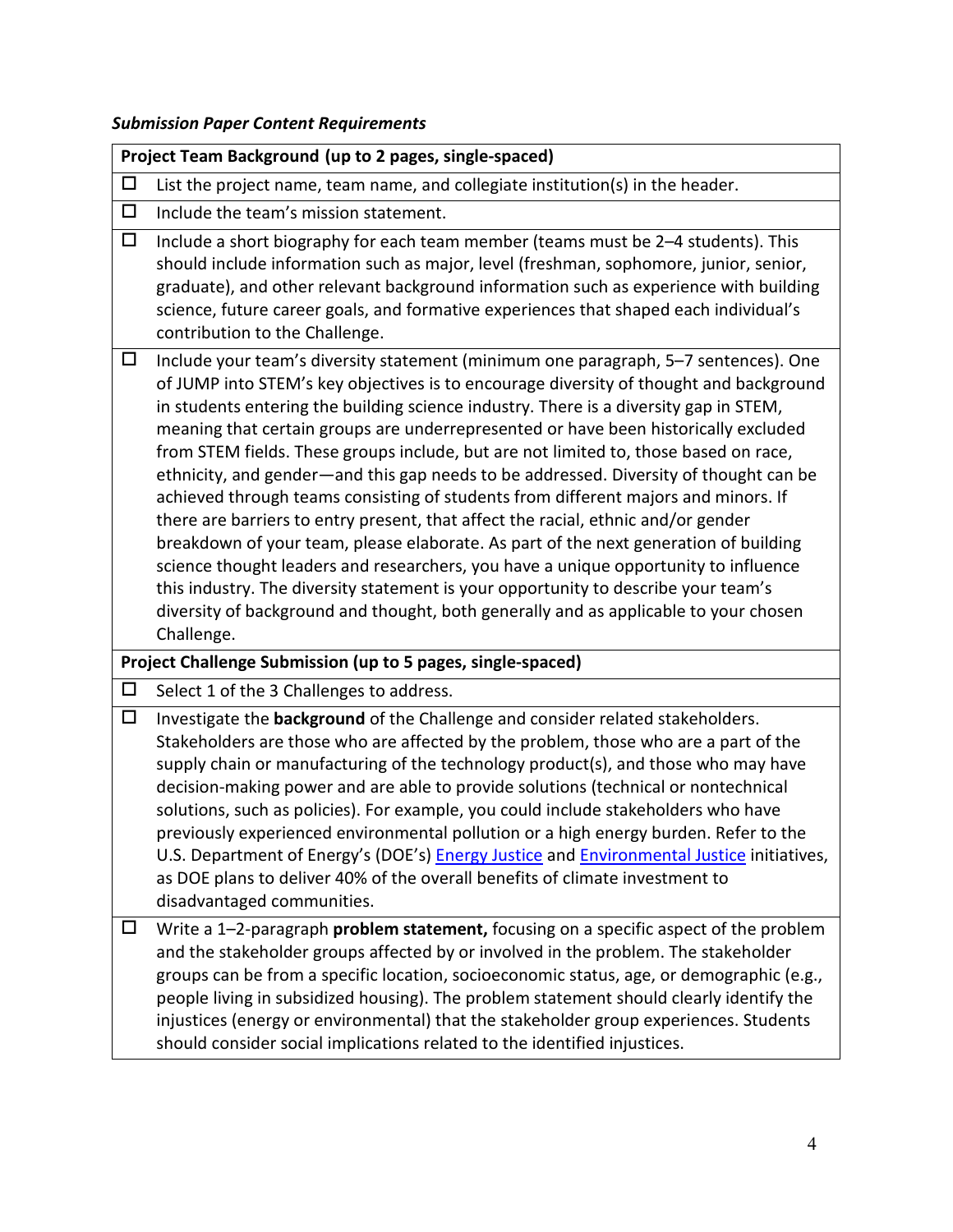***Submission Paper Content Requirements***

| **Project Team Background (up to 2 pages, single-spaced)** | |
|---|---|
| ☐ | List the project name, team name, and collegiate institution(s) in the header. |
| ☐ | Include the team's mission statement. |
| ☐ | Include a short biography for each team member (teams must be 2–4 students). This should include information such as major, level (freshman, sophomore, junior, senior, graduate), and other relevant background information such as experience with building science, future career goals, and formative experiences that shaped each individual's contribution to the Challenge. |
| ☐ | Include your team's diversity statement (minimum one paragraph, 5–7 sentences). One of JUMP into STEM's key objectives is to encourage diversity of thought and background in students entering the building science industry. There is a diversity gap in STEM, meaning that certain groups are underrepresented or have been historically excluded from STEM fields. These groups include, but are not limited to, those based on race, ethnicity, and gender—and this gap needs to be addressed. Diversity of thought can be achieved through teams consisting of students from different majors and minors. If there are barriers to entry present, that affect the racial, ethnic and/or gender breakdown of your team, please elaborate. As part of the next generation of building science thought leaders and researchers, you have a unique opportunity to influence this industry. The diversity statement is your opportunity to describe your team's diversity of background and thought, both generally and as applicable to your chosen Challenge. |
| **Project Challenge Submission (up to 5 pages, single-spaced)** | |
| ☐ | Select 1 of the 3 Challenges to address. |
| ☐ | Investigate the **background** of the Challenge and consider related stakeholders. Stakeholders are those who are affected by the problem, those who are a part of the supply chain or manufacturing of the technology product(s), and those who may have decision-making power and are able to provide solutions (technical or nontechnical solutions, such as policies). For example, you could include stakeholders who have previously experienced environmental pollution or a high energy burden. Refer to the U.S. Department of Energy's (DOE's) Energy Justice and Environmental Justice initiatives, as DOE plans to deliver 40% of the overall benefits of climate investment to disadvantaged communities. |
| ☐ | Write a 1–2-paragraph **problem statement,** focusing on a specific aspect of the problem and the stakeholder groups affected by or involved in the problem. The stakeholder groups can be from a specific location, socioeconomic status, age, or demographic (e.g., people living in subsidized housing). The problem statement should clearly identify the injustices (energy or environmental) that the stakeholder group experiences. Students should consider social implications related to the identified injustices. |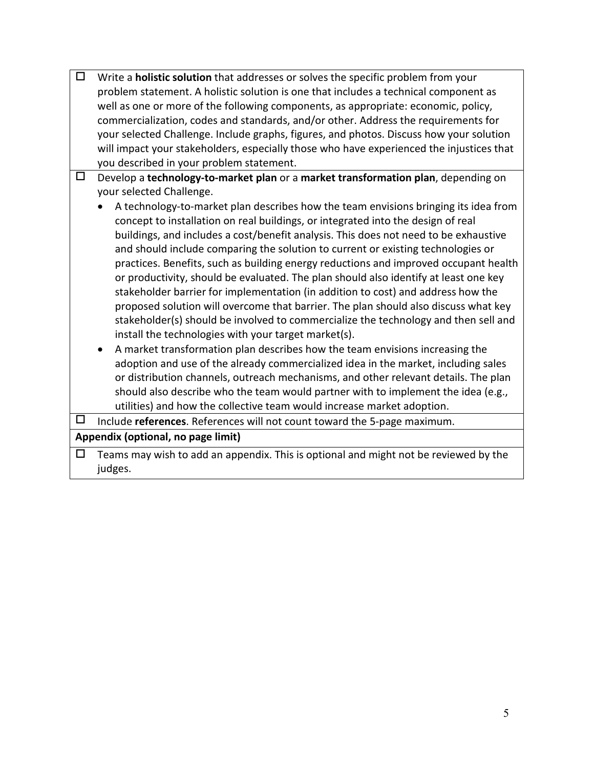| | |
|---|---|
| ☐ | Write a **holistic solution** that addresses or solves the specific problem from your problem statement. A holistic solution is one that includes a technical component as well as one or more of the following components, as appropriate: economic, policy, commercialization, codes and standards, and/or other. Address the requirements for your selected Challenge. Include graphs, figures, and photos. Discuss how your solution will impact your stakeholders, especially those who have experienced the injustices that you described in your problem statement. |
| ☐ | Develop a **technology-to-market plan** or a **market transformation plan**, depending on your selected Challenge.<br>• A technology-to-market plan describes how the team envisions bringing its idea from concept to installation on real buildings, or integrated into the design of real buildings, and includes a cost/benefit analysis. This does not need to be exhaustive and should include comparing the solution to current or existing technologies or practices. Benefits, such as building energy reductions and improved occupant health or productivity, should be evaluated. The plan should also identify at least one key stakeholder barrier for implementation (in addition to cost) and address how the proposed solution will overcome that barrier. The plan should also discuss what key stakeholder(s) should be involved to commercialize the technology and then sell and install the technologies with your target market(s).<br>• A market transformation plan describes how the team envisions increasing the adoption and use of the already commercialized idea in the market, including sales or distribution channels, outreach mechanisms, and other relevant details. The plan should also describe who the team would partner with to implement the idea (e.g., utilities) and how the collective team would increase market adoption. |
| ☐ | Include **references**. References will not count toward the 5-page maximum. |
| **Appendix (optional, no page limit)** | |
| ☐ | Teams may wish to add an appendix. This is optional and might not be reviewed by the judges. |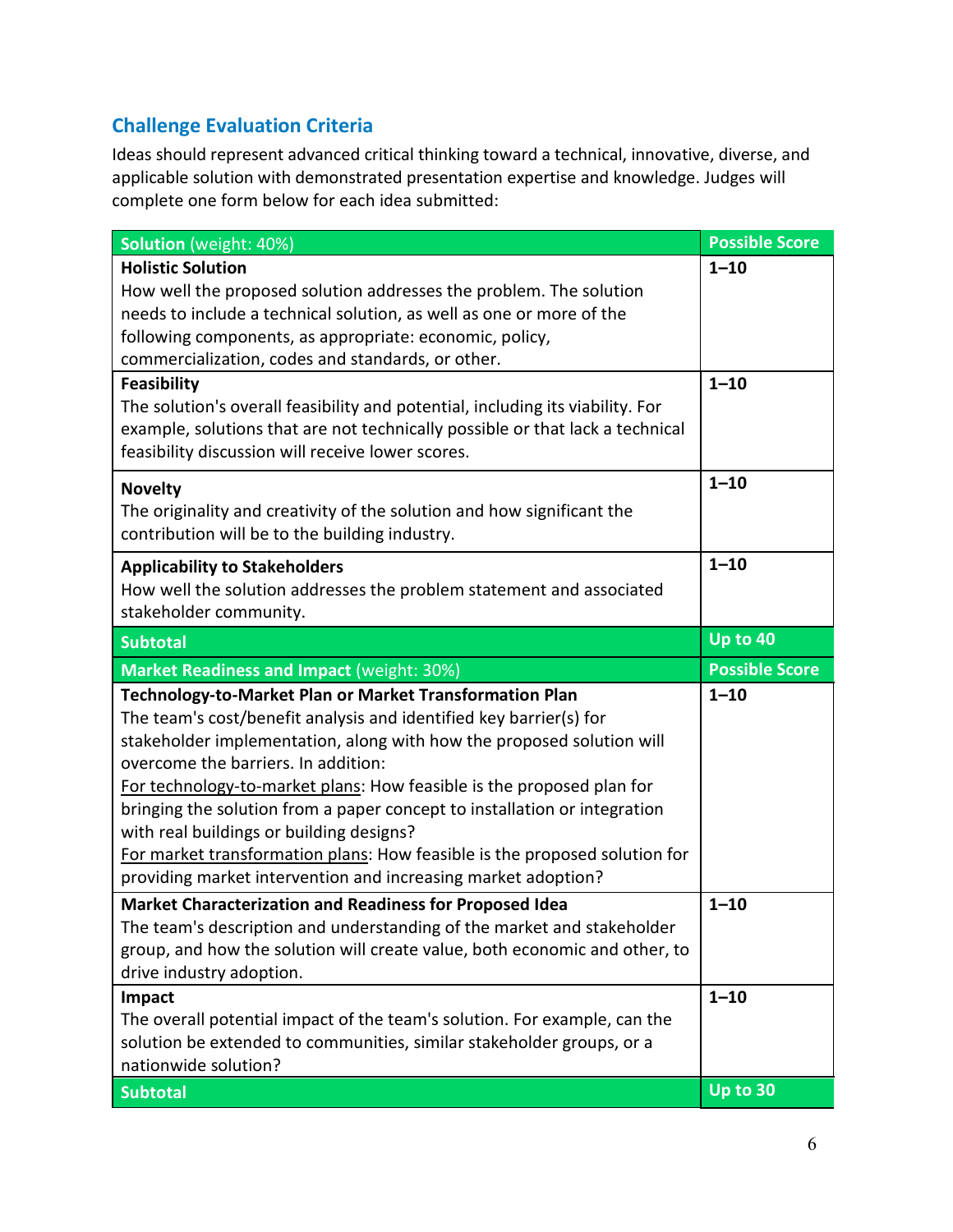## Challenge Evaluation Criteria

Ideas should represent advanced critical thinking toward a technical, innovative, diverse, and applicable solution with demonstrated presentation expertise and knowledge. Judges will complete one form below for each idea submitted:

| **Solution** (weight: 40%) | **Possible Score** |
| --- | --- |
| **Holistic Solution**<br>How well the proposed solution addresses the problem. The solution needs to include a technical solution, as well as one or more of the following components, as appropriate: economic, policy, commercialization, codes and standards, or other. | **1–10** |
| **Feasibility**<br>The solution's overall feasibility and potential, including its viability. For example, solutions that are not technically possible or that lack a technical feasibility discussion will receive lower scores. | **1–10** |
| **Novelty**<br>The originality and creativity of the solution and how significant the contribution will be to the building industry. | **1–10** |
| **Applicability to Stakeholders**<br>How well the solution addresses the problem statement and associated stakeholder community. | **1–10** |
| **Subtotal** | **Up to 40** |
| **Market Readiness and Impact** (weight: 30%) | **Possible Score** |
| **Technology-to-Market Plan or Market Transformation Plan**<br>The team's cost/benefit analysis and identified key barrier(s) for stakeholder implementation, along with how the proposed solution will overcome the barriers. In addition:<br><u>For technology-to-market plans</u>: How feasible is the proposed plan for bringing the solution from a paper concept to installation or integration with real buildings or building designs?<br><u>For market transformation plans</u>: How feasible is the proposed solution for providing market intervention and increasing market adoption? | **1–10** |
| **Market Characterization and Readiness for Proposed Idea**<br>The team's description and understanding of the market and stakeholder group, and how the solution will create value, both economic and other, to drive industry adoption. | **1–10** |
| **Impact**<br>The overall potential impact of the team's solution. For example, can the solution be extended to communities, similar stakeholder groups, or a nationwide solution? | **1–10** |
| **Subtotal** | **Up to 30** |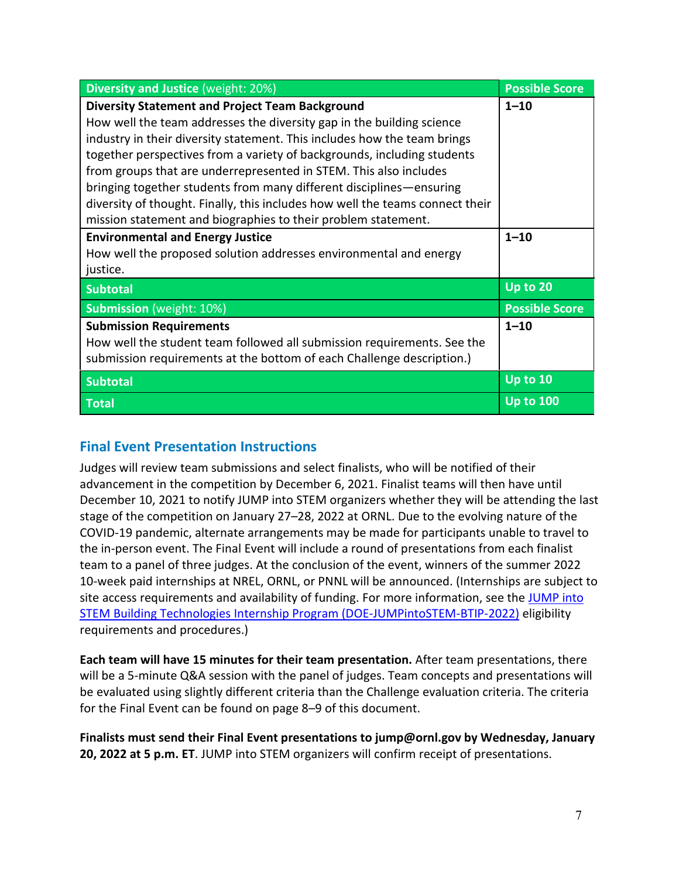| **Diversity and Justice** (weight: 20%) | **Possible Score** |
|---|---|
| **Diversity Statement and Project Team Background**<br>How well the team addresses the diversity gap in the building science industry in their diversity statement. This includes how the team brings together perspectives from a variety of backgrounds, including students from groups that are underrepresented in STEM. This also includes bringing together students from many different disciplines—ensuring diversity of thought. Finally, this includes how well the teams connect their mission statement and biographies to their problem statement. | **1–10** |
| **Environmental and Energy Justice**<br>How well the proposed solution addresses environmental and energy justice. | **1–10** |
| **Subtotal** | **Up to 20** |
| **Submission** (weight: 10%) | **Possible Score** |
| **Submission Requirements**<br>How well the student team followed all submission requirements. See the submission requirements at the bottom of each Challenge description.) | **1–10** |
| **Subtotal** | **Up to 10** |
| **Total** | **Up to 100** |

## Final Event Presentation Instructions

Judges will review team submissions and select finalists, who will be notified of their advancement in the competition by December 6, 2021. Finalist teams will then have until December 10, 2021 to notify JUMP into STEM organizers whether they will be attending the last stage of the competition on January 27–28, 2022 at ORNL. Due to the evolving nature of the COVID-19 pandemic, alternate arrangements may be made for participants unable to travel to the in-person event. The Final Event will include a round of presentations from each finalist team to a panel of three judges. At the conclusion of the event, winners of the summer 2022 10-week paid internships at NREL, ORNL, or PNNL will be announced. (Internships are subject to site access requirements and availability of funding. For more information, see the [JUMP into STEM Building Technologies Internship Program (DOE-JUMPintoSTEM-BTIP-2022)]() eligibility requirements and procedures.)

**Each team will have 15 minutes for their team presentation.** After team presentations, there will be a 5-minute Q&A session with the panel of judges. Team concepts and presentations will be evaluated using slightly different criteria than the Challenge evaluation criteria. The criteria for the Final Event can be found on page 8–9 of this document.

**Finalists must send their Final Event presentations to jump@ornl.gov by Wednesday, January 20, 2022 at 5 p.m. ET**. JUMP into STEM organizers will confirm receipt of presentations.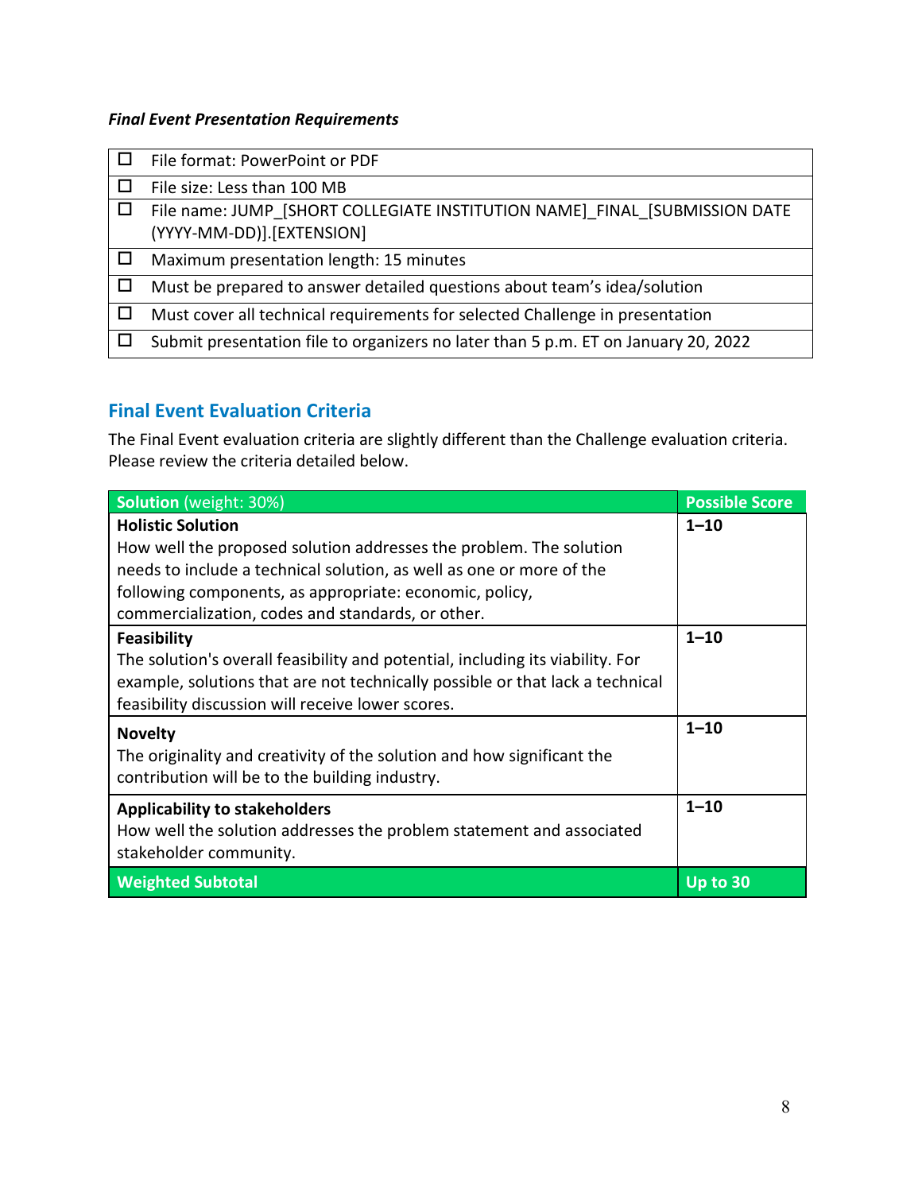***Final Event Presentation Requirements***

| | |
|---|---|
| ☐ | File format: PowerPoint or PDF |
| ☐ | File size: Less than 100 MB |
| ☐ | File name: JUMP_[SHORT COLLEGIATE INSTITUTION NAME]_FINAL_[SUBMISSION DATE (YYYY-MM-DD)].[EXTENSION] |
| ☐ | Maximum presentation length: 15 minutes |
| ☐ | Must be prepared to answer detailed questions about team's idea/solution |
| ☐ | Must cover all technical requirements for selected Challenge in presentation |
| ☐ | Submit presentation file to organizers no later than 5 p.m. ET on January 20, 2022 |

## Final Event Evaluation Criteria

The Final Event evaluation criteria are slightly different than the Challenge evaluation criteria. Please review the criteria detailed below.

| **Solution** (weight: 30%) | **Possible Score** |
|---|---|
| **Holistic Solution**<br>How well the proposed solution addresses the problem. The solution needs to include a technical solution, as well as one or more of the following components, as appropriate: economic, policy, commercialization, codes and standards, or other. | **1–10** |
| **Feasibility**<br>The solution's overall feasibility and potential, including its viability. For example, solutions that are not technically possible or that lack a technical feasibility discussion will receive lower scores. | **1–10** |
| **Novelty**<br>The originality and creativity of the solution and how significant the contribution will be to the building industry. | **1–10** |
| **Applicability to stakeholders**<br>How well the solution addresses the problem statement and associated stakeholder community. | **1–10** |
| **Weighted Subtotal** | **Up to 30** |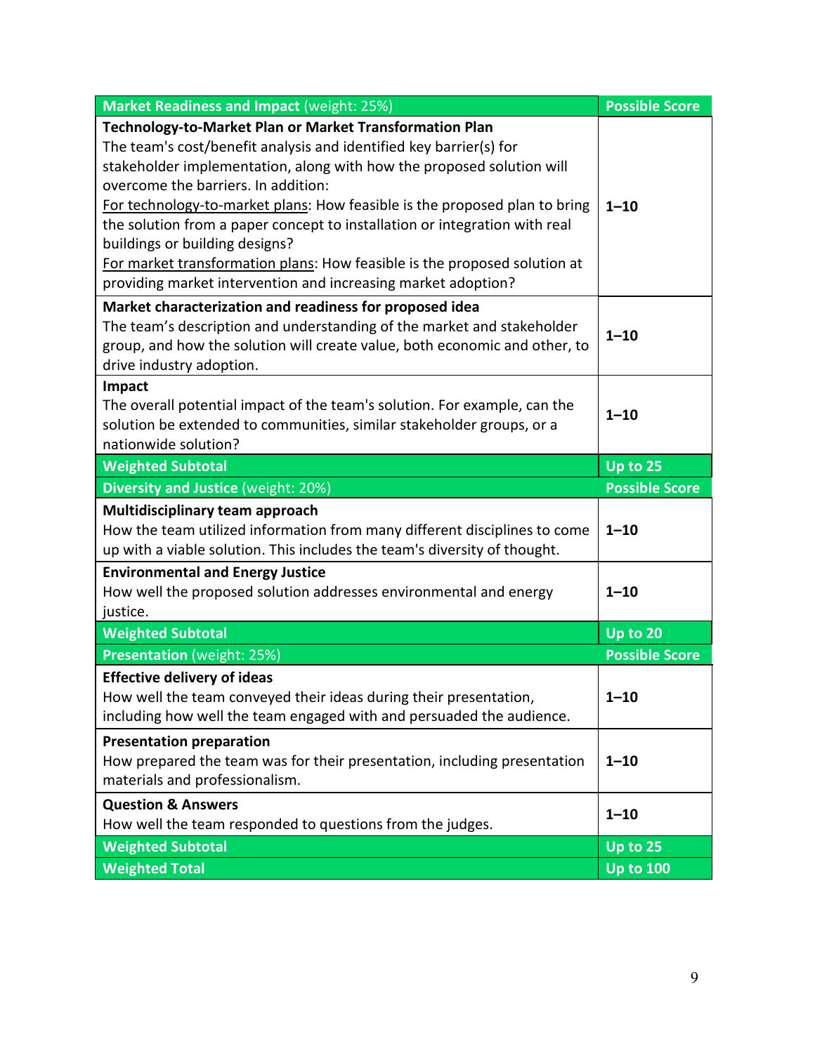| **Market Readiness and Impact** (weight: 25%) | **Possible Score** |
|---|---|
| **Technology-to-Market Plan or Market Transformation Plan**<br>The team's cost/benefit analysis and identified key barrier(s) for stakeholder implementation, along with how the proposed solution will overcome the barriers. In addition:<br>For technology-to-market plans: How feasible is the proposed plan to bring the solution from a paper concept to installation or integration with real buildings or building designs?<br>For market transformation plans: How feasible is the proposed solution at providing market intervention and increasing market adoption? | **1–10** |
| **Market characterization and readiness for proposed idea**<br>The team's description and understanding of the market and stakeholder group, and how the solution will create value, both economic and other, to drive industry adoption. | **1–10** |
| **Impact**<br>The overall potential impact of the team's solution. For example, can the solution be extended to communities, similar stakeholder groups, or a nationwide solution? | **1–10** |
| **Weighted Subtotal** | **Up to 25** |
| **Diversity and Justice** (weight: 20%) | **Possible Score** |
| **Multidisciplinary team approach**<br>How the team utilized information from many different disciplines to come up with a viable solution. This includes the team's diversity of thought. | **1–10** |
| **Environmental and Energy Justice**<br>How well the proposed solution addresses environmental and energy justice. | **1–10** |
| **Weighted Subtotal** | **Up to 20** |
| **Presentation** (weight: 25%) | **Possible Score** |
| **Effective delivery of ideas**<br>How well the team conveyed their ideas during their presentation, including how well the team engaged with and persuaded the audience. | **1–10** |
| **Presentation preparation**<br>How prepared the team was for their presentation, including presentation materials and professionalism. | **1–10** |
| **Question & Answers**<br>How well the team responded to questions from the judges. | **1–10** |
| **Weighted Subtotal** | **Up to 25** |
| **Weighted Total** | **Up to 100** |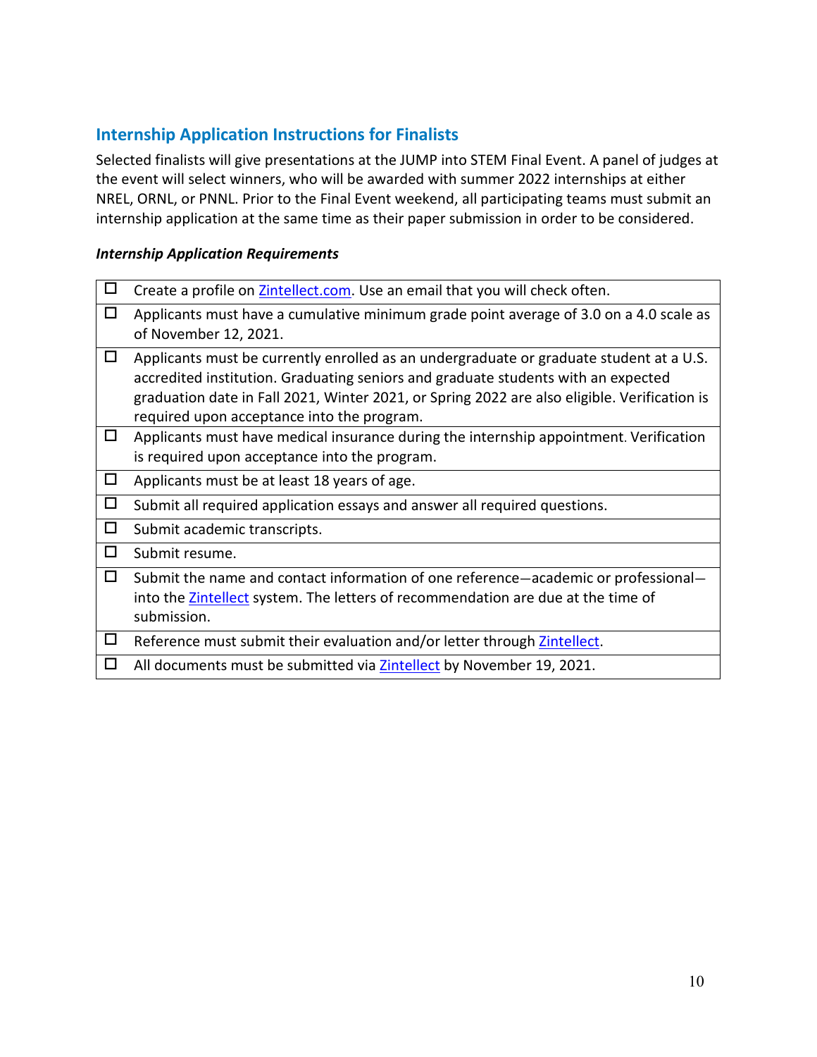## Internship Application Instructions for Finalists

Selected finalists will give presentations at the JUMP into STEM Final Event. A panel of judges at the event will select winners, who will be awarded with summer 2022 internships at either NREL, ORNL, or PNNL. Prior to the Final Event weekend, all participating teams must submit an internship application at the same time as their paper submission in order to be considered.

### *Internship Application Requirements*

| | |
|---|---|
| ☐ | Create a profile on [Zintellect.com](Zintellect.com). Use an email that you will check often. |
| ☐ | Applicants must have a cumulative minimum grade point average of 3.0 on a 4.0 scale as of November 12, 2021. |
| ☐ | Applicants must be currently enrolled as an undergraduate or graduate student at a U.S. accredited institution. Graduating seniors and graduate students with an expected graduation date in Fall 2021, Winter 2021, or Spring 2022 are also eligible. Verification is required upon acceptance into the program. |
| ☐ | Applicants must have medical insurance during the internship appointment. Verification is required upon acceptance into the program. |
| ☐ | Applicants must be at least 18 years of age. |
| ☐ | Submit all required application essays and answer all required questions. |
| ☐ | Submit academic transcripts. |
| ☐ | Submit resume. |
| ☐ | Submit the name and contact information of one reference—academic or professional—into the Zintellect system. The letters of recommendation are due at the time of submission. |
| ☐ | Reference must submit their evaluation and/or letter through Zintellect. |
| ☐ | All documents must be submitted via Zintellect by November 19, 2021. |